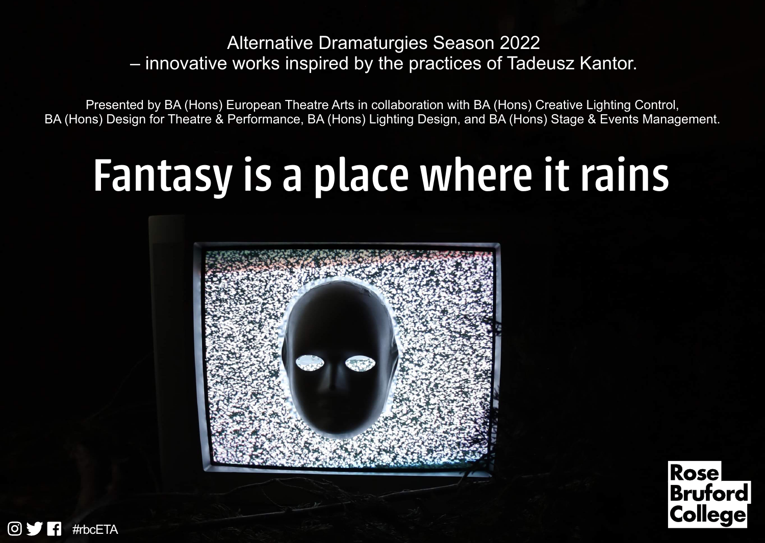Alternative Dramaturgies Season 2022
– innovative works inspired by the practices of Tadeusz Kantor.

Presented by BA (Hons) European Theatre Arts in collaboration with BA (Hons) Creative Lighting Control, BA (Hons) Design for Theatre & Performance, BA (Hons) Lighting Design, and BA (Hons) Stage & Events Management.

# Fantasy is a place where it rains

#rbcETA

Rose Bruford College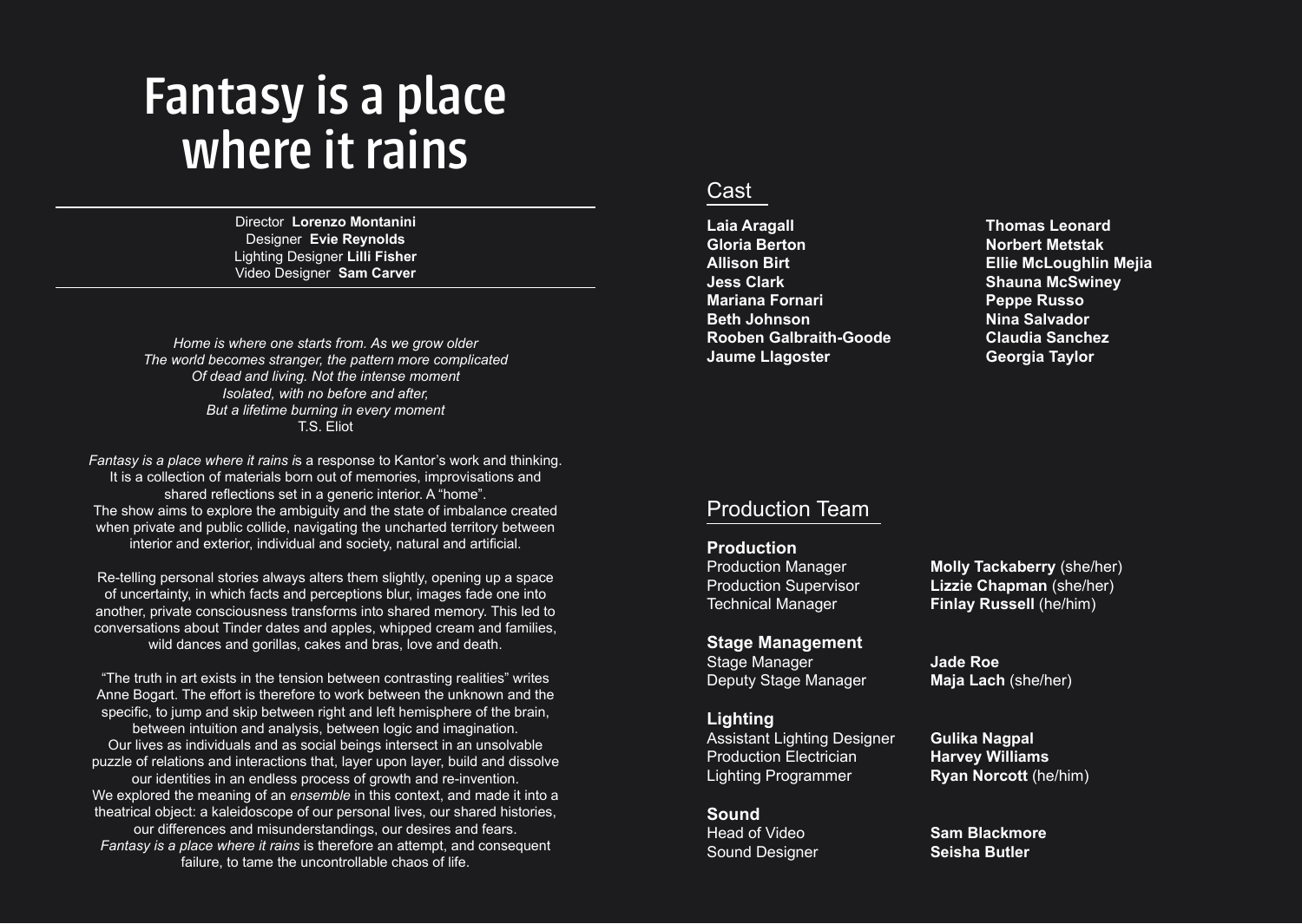# Fantasy is a place where it rains

Director **Lorenzo Montanini**
Designer **Evie Reynolds**
Lighting Designer **Lilli Fisher**
Video Designer **Sam Carver**

*Home is where one starts from. As we grow older*
*The world becomes stranger, the pattern more complicated*
*Of dead and living. Not the intense moment*
*Isolated, with no before and after,*
*But a lifetime burning in every moment*
T.S. Eliot

*Fantasy is a place where it rains i*s a response to Kantor's work and thinking. It is a collection of materials born out of memories, improvisations and shared reflections set in a generic interior. A "home".
The show aims to explore the ambiguity and the state of imbalance created when private and public collide, navigating the uncharted territory between interior and exterior, individual and society, natural and artificial.

Re-telling personal stories always alters them slightly, opening up a space of uncertainty, in which facts and perceptions blur, images fade one into another, private consciousness transforms into shared memory. This led to conversations about Tinder dates and apples, whipped cream and families, wild dances and gorillas, cakes and bras, love and death.

"The truth in art exists in the tension between contrasting realities" writes Anne Bogart. The effort is therefore to work between the unknown and the specific, to jump and skip between right and left hemisphere of the brain, between intuition and analysis, between logic and imagination.
Our lives as individuals and as social beings intersect in an unsolvable puzzle of relations and interactions that, layer upon layer, build and dissolve our identities in an endless process of growth and re-invention.
We explored the meaning of an *ensemble* in this context, and made it into a theatrical object: a kaleidoscope of our personal lives, our shared histories, our differences and misunderstandings, our desires and fears.
*Fantasy is a place where it rains* is therefore an attempt, and consequent failure, to tame the uncontrollable chaos of life.

## Cast

**Laia Aragall**
**Gloria Berton**
**Allison Birt**
**Jess Clark**
**Mariana Fornari**
**Beth Johnson**
**Rooben Galbraith-Goode**
**Jaume Llagoster**
**Thomas Leonard**
**Norbert Metstak**
**Ellie McLoughlin Mejia**
**Shauna McSwiney**
**Peppe Russo**
**Nina Salvador**
**Claudia Sanchez**
**Georgia Taylor**

## Production Team

### Production

Production Manager **Molly Tackaberry** (she/her)
Production Supervisor **Lizzie Chapman** (she/her)
Technical Manager **Finlay Russell** (he/him)

### Stage Management

Stage Manager **Jade Roe**
Deputy Stage Manager **Maja Lach** (she/her)

### Lighting

Assistant Lighting Designer **Gulika Nagpal**
Production Electrician **Harvey Williams**
Lighting Programmer **Ryan Norcott** (he/him)

### Sound

Head of Video **Sam Blackmore**
Sound Designer **Seisha Butler**